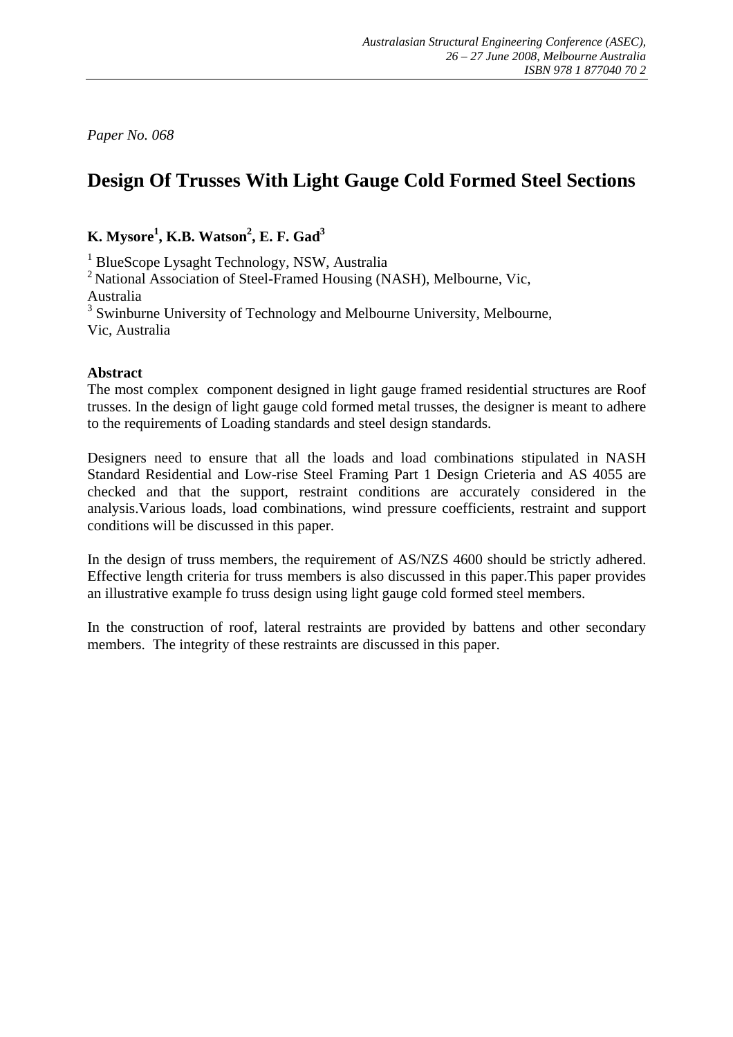*Paper No. 068*

# Design Of Trusses With Light Gauge Cold Formed Steel Sections

**K. Mysore[1], K.B. Watson[2], E. F. Gad[3]**

[1] BlueScope Lysaght Technology, NSW, Australia
[2] National Association of Steel-Framed Housing (NASH), Melbourne, Vic, Australia
[3] Swinburne University of Technology and Melbourne University, Melbourne, Vic, Australia

**Abstract**

The most complex component designed in light gauge framed residential structures are Roof trusses. In the design of light gauge cold formed metal trusses, the designer is meant to adhere to the requirements of Loading standards and steel design standards.

Designers need to ensure that all the loads and load combinations stipulated in NASH Standard Residential and Low-rise Steel Framing Part 1 Design Crieteria and AS 4055 are checked and that the support, restraint conditions are accurately considered in the analysis.Various loads, load combinations, wind pressure coefficients, restraint and support conditions will be discussed in this paper.

In the design of truss members, the requirement of AS/NZS 4600 should be strictly adhered. Effective length criteria for truss members is also discussed in this paper.This paper provides an illustrative example fo truss design using light gauge cold formed steel members.

In the construction of roof, lateral restraints are provided by battens and other secondary members. The integrity of these restraints are discussed in this paper.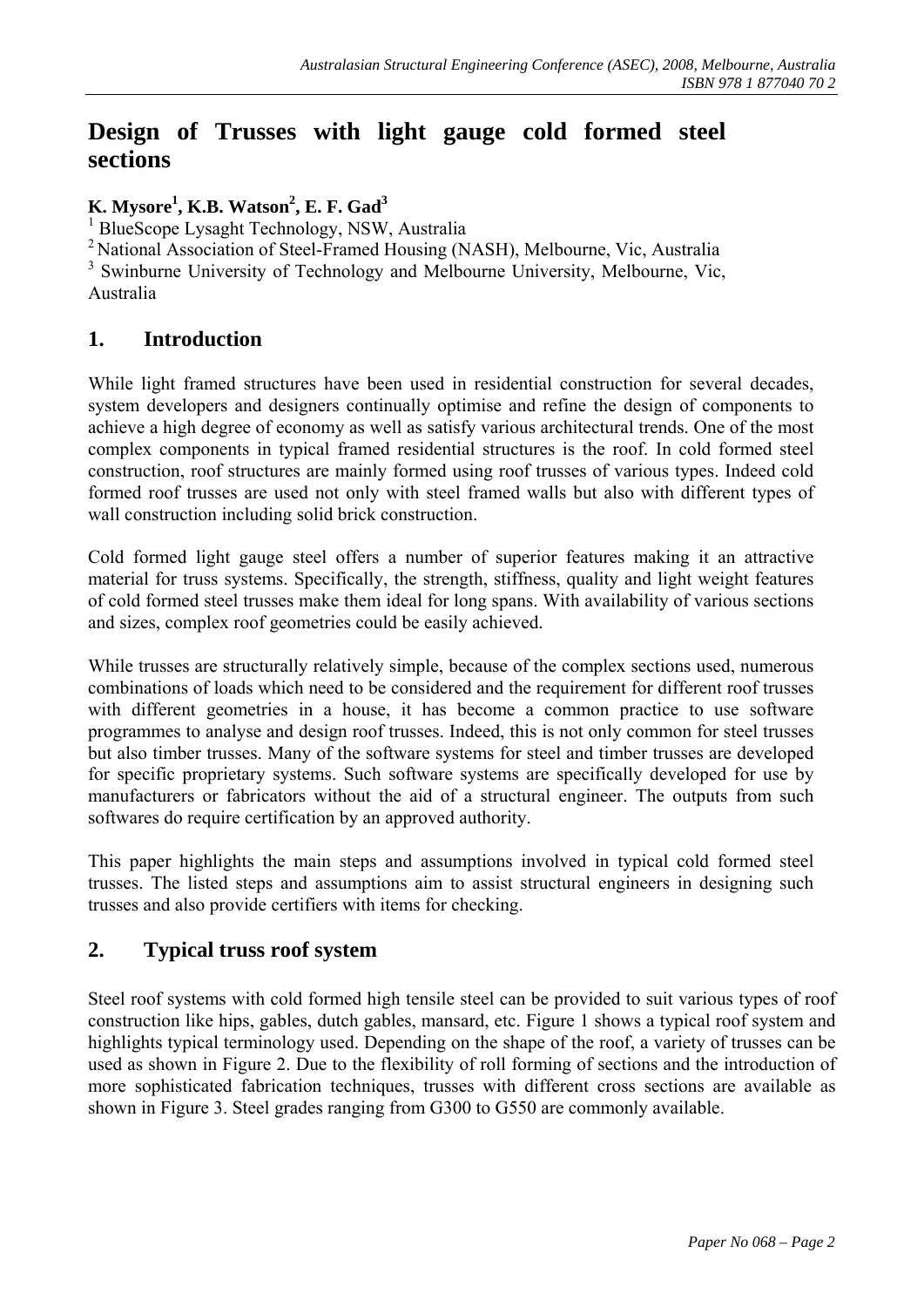# Design of Trusses with light gauge cold formed steel sections

**K. Mysore[1], K.B. Watson[2], E. F. Gad[3]**

[1] BlueScope Lysaght Technology, NSW, Australia
[2] National Association of Steel-Framed Housing (NASH), Melbourne, Vic, Australia
[3] Swinburne University of Technology and Melbourne University, Melbourne, Vic, Australia

## 1. Introduction

While light framed structures have been used in residential construction for several decades, system developers and designers continually optimise and refine the design of components to achieve a high degree of economy as well as satisfy various architectural trends. One of the most complex components in typical framed residential structures is the roof. In cold formed steel construction, roof structures are mainly formed using roof trusses of various types. Indeed cold formed roof trusses are used not only with steel framed walls but also with different types of wall construction including solid brick construction.

Cold formed light gauge steel offers a number of superior features making it an attractive material for truss systems. Specifically, the strength, stiffness, quality and light weight features of cold formed steel trusses make them ideal for long spans. With availability of various sections and sizes, complex roof geometries could be easily achieved.

While trusses are structurally relatively simple, because of the complex sections used, numerous combinations of loads which need to be considered and the requirement for different roof trusses with different geometries in a house, it has become a common practice to use software programmes to analyse and design roof trusses. Indeed, this is not only common for steel trusses but also timber trusses. Many of the software systems for steel and timber trusses are developed for specific proprietary systems. Such software systems are specifically developed for use by manufacturers or fabricators without the aid of a structural engineer. The outputs from such softwares do require certification by an approved authority.

This paper highlights the main steps and assumptions involved in typical cold formed steel trusses. The listed steps and assumptions aim to assist structural engineers in designing such trusses and also provide certifiers with items for checking.

## 2. Typical truss roof system

Steel roof systems with cold formed high tensile steel can be provided to suit various types of roof construction like hips, gables, dutch gables, mansard, etc. Figure 1 shows a typical roof system and highlights typical terminology used. Depending on the shape of the roof, a variety of trusses can be used as shown in Figure 2. Due to the flexibility of roll forming of sections and the introduction of more sophisticated fabrication techniques, trusses with different cross sections are available as shown in Figure 3. Steel grades ranging from G300 to G550 are commonly available.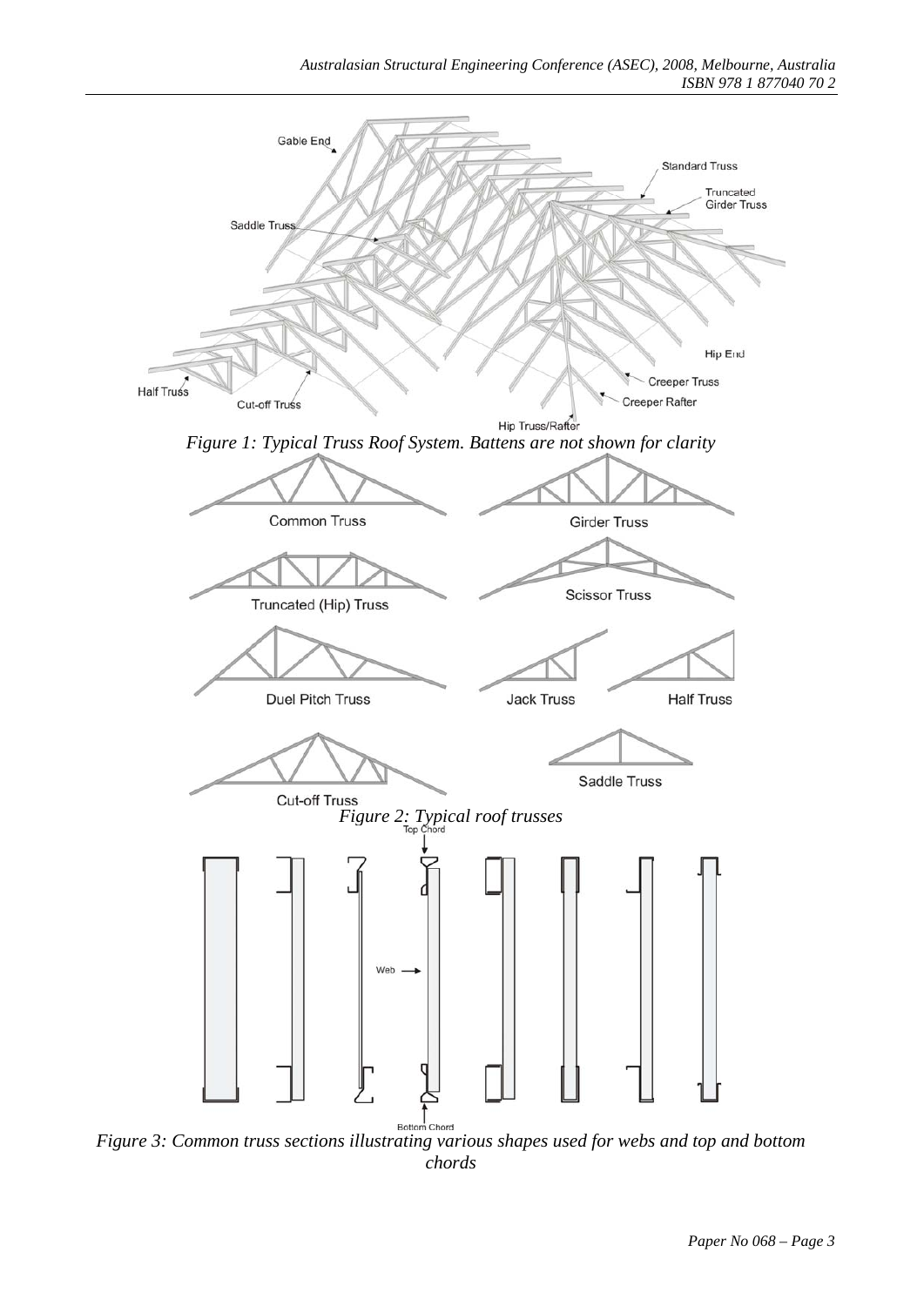*Figure 1: Typical Truss Roof System. Battens are not shown for clarity*

*Figure 2: Typical roof trusses*

*Figure 3: Common truss sections illustrating various shapes used for webs and top and bottom chords*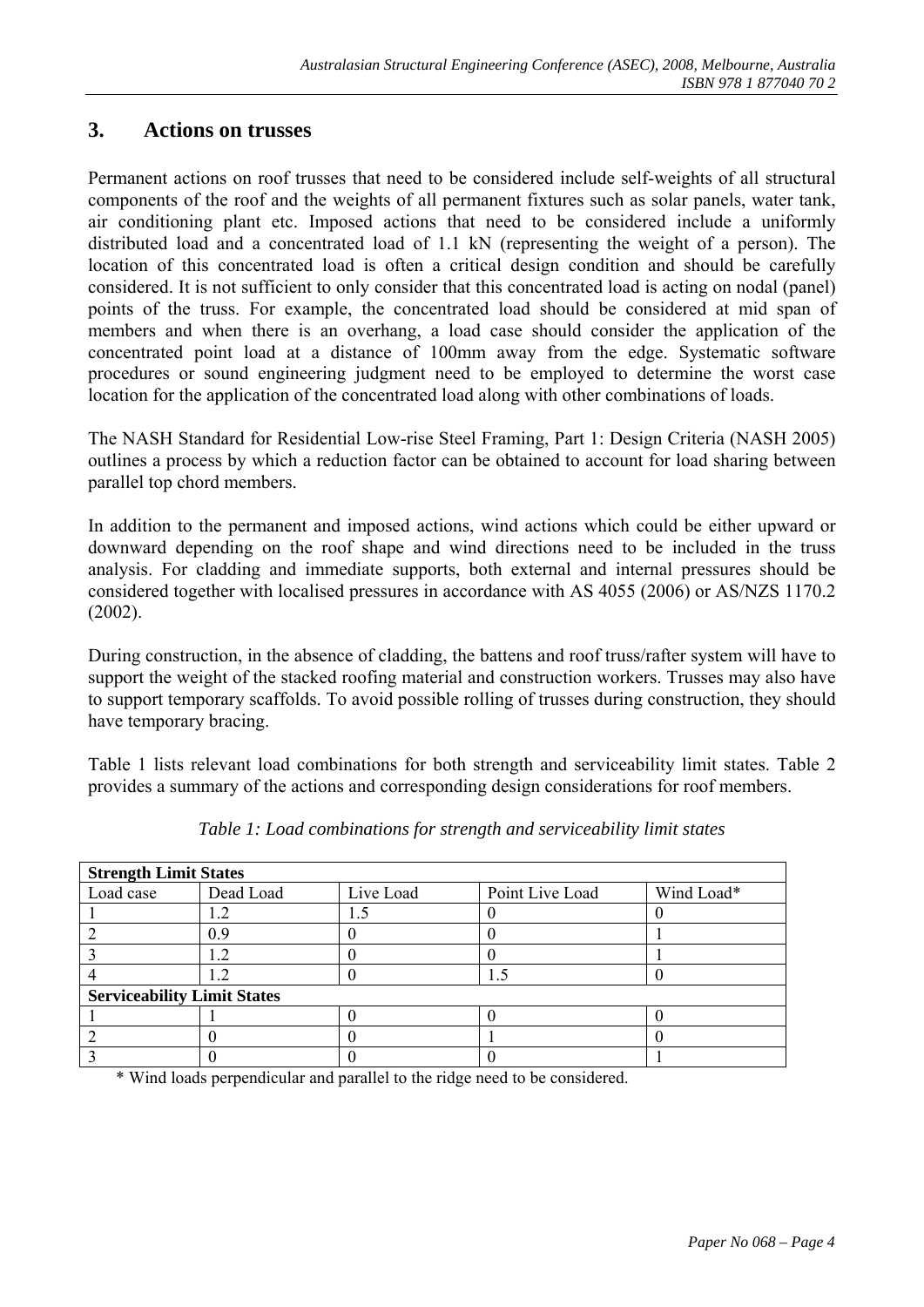## 3. Actions on trusses

Permanent actions on roof trusses that need to be considered include self-weights of all structural components of the roof and the weights of all permanent fixtures such as solar panels, water tank, air conditioning plant etc. Imposed actions that need to be considered include a uniformly distributed load and a concentrated load of 1.1 kN (representing the weight of a person). The location of this concentrated load is often a critical design condition and should be carefully considered. It is not sufficient to only consider that this concentrated load is acting on nodal (panel) points of the truss. For example, the concentrated load should be considered at mid span of members and when there is an overhang, a load case should consider the application of the concentrated point load at a distance of 100mm away from the edge. Systematic software procedures or sound engineering judgment need to be employed to determine the worst case location for the application of the concentrated load along with other combinations of loads.

The NASH Standard for Residential Low-rise Steel Framing, Part 1: Design Criteria (NASH 2005) outlines a process by which a reduction factor can be obtained to account for load sharing between parallel top chord members.

In addition to the permanent and imposed actions, wind actions which could be either upward or downward depending on the roof shape and wind directions need to be included in the truss analysis. For cladding and immediate supports, both external and internal pressures should be considered together with localised pressures in accordance with AS 4055 (2006) or AS/NZS 1170.2 (2002).

During construction, in the absence of cladding, the battens and roof truss/rafter system will have to support the weight of the stacked roofing material and construction workers. Trusses may also have to support temporary scaffolds. To avoid possible rolling of trusses during construction, they should have temporary bracing.

Table 1 lists relevant load combinations for both strength and serviceability limit states. Table 2 provides a summary of the actions and corresponding design considerations for roof members.

*Table 1: Load combinations for strength and serviceability limit states*

| **Strength Limit States** | | | | |
|---|---|---|---|---|
| Load case | Dead Load | Live Load | Point Live Load | Wind Load* |
| 1 | 1.2 | 1.5 | 0 | 0 |
| 2 | 0.9 | 0 | 0 | 1 |
| 3 | 1.2 | 0 | 0 | 1 |
| 4 | 1.2 | 0 | 1.5 | 0 |
| **Serviceability Limit States** | | | | |
| 1 | 1 | 0 | 0 | 0 |
| 2 | 0 | 0 | 1 | 0 |
| 3 | 0 | 0 | 0 | 1 |

\* Wind loads perpendicular and parallel to the ridge need to be considered.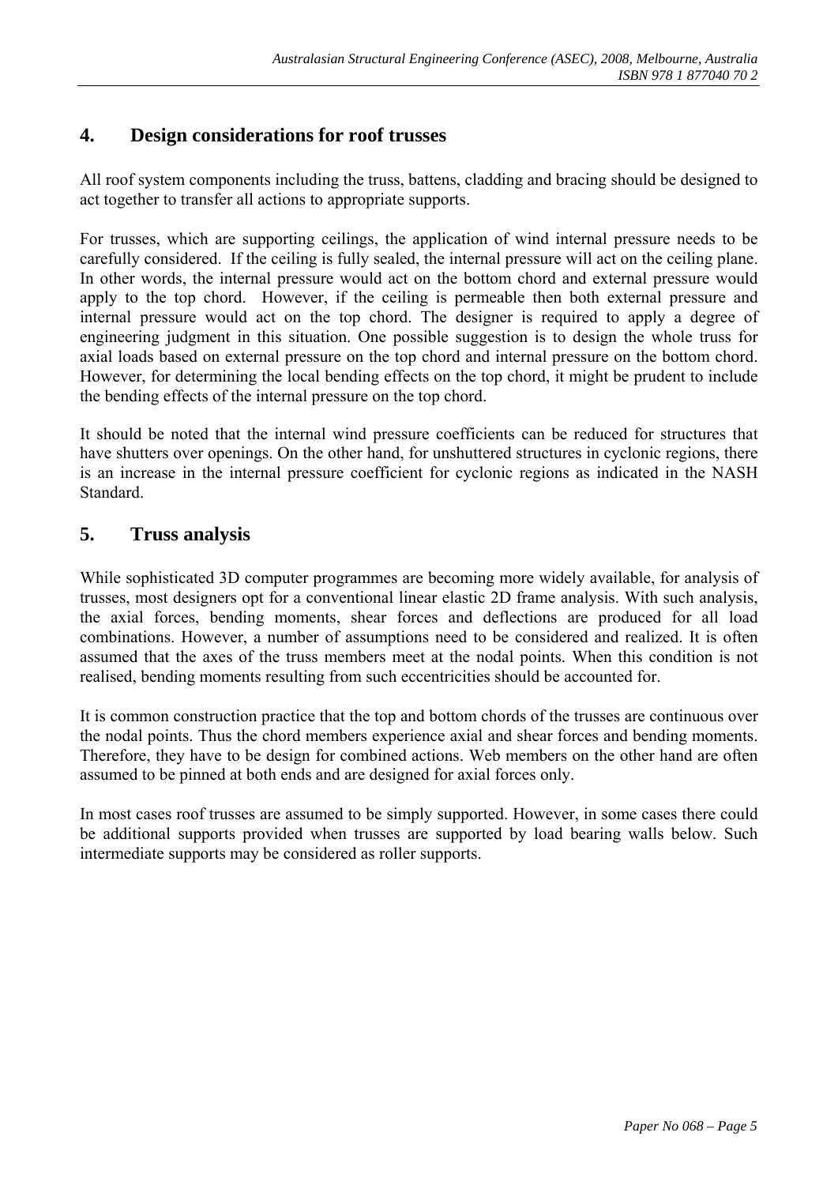## 4. Design considerations for roof trusses

All roof system components including the truss, battens, cladding and bracing should be designed to act together to transfer all actions to appropriate supports.

For trusses, which are supporting ceilings, the application of wind internal pressure needs to be carefully considered. If the ceiling is fully sealed, the internal pressure will act on the ceiling plane. In other words, the internal pressure would act on the bottom chord and external pressure would apply to the top chord. However, if the ceiling is permeable then both external pressure and internal pressure would act on the top chord. The designer is required to apply a degree of engineering judgment in this situation. One possible suggestion is to design the whole truss for axial loads based on external pressure on the top chord and internal pressure on the bottom chord. However, for determining the local bending effects on the top chord, it might be prudent to include the bending effects of the internal pressure on the top chord.

It should be noted that the internal wind pressure coefficients can be reduced for structures that have shutters over openings. On the other hand, for unshuttered structures in cyclonic regions, there is an increase in the internal pressure coefficient for cyclonic regions as indicated in the NASH Standard.

## 5. Truss analysis

While sophisticated 3D computer programmes are becoming more widely available, for analysis of trusses, most designers opt for a conventional linear elastic 2D frame analysis. With such analysis, the axial forces, bending moments, shear forces and deflections are produced for all load combinations. However, a number of assumptions need to be considered and realized. It is often assumed that the axes of the truss members meet at the nodal points. When this condition is not realised, bending moments resulting from such eccentricities should be accounted for.

It is common construction practice that the top and bottom chords of the trusses are continuous over the nodal points. Thus the chord members experience axial and shear forces and bending moments. Therefore, they have to be design for combined actions. Web members on the other hand are often assumed to be pinned at both ends and are designed for axial forces only.

In most cases roof trusses are assumed to be simply supported. However, in some cases there could be additional supports provided when trusses are supported by load bearing walls below. Such intermediate supports may be considered as roller supports.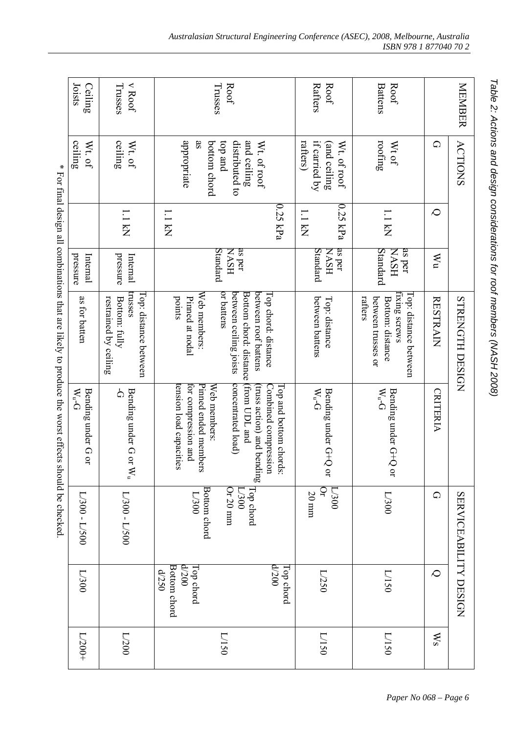*Table 2: Actions and design considerations for roof members (NASH 2008)*

| MEMBER | ACTIONS | | | STRENGTH DESIGN | | SERVICEABILITY DESIGN | | |
|---|---|---|---|---|---|---|---|---|
| | G | Q | Wu | RESTRAIN | CRITERIA | G | Q | Ws |
| Roof Battens | Wt of roofing | 1.1 kN | as per NASH Standard | Top: distance between fixing screws Bottom: distance between trusses or rafters | Bending under G+Q or $W_u$-G | L/300 | L/150 | L/150 |
| Roof Rafters | Wt. of roof (and ceiling if carried by rafters) | 0.25 kPa 1.1 kN | as per NASH Standard | Top: distance between battens | Bending under G+Q or $W_u$-G | L/300 Or 20 mm | L/250 | L/150 |
| Roof Trusses | Wt. of roof and ceiling distributed to top and bottom chord as appropriate | 0.25 kPa 1.1 kN | as per NASH Standard | Top chord: distance between roof battens Bottom chord: distance between ceiling joists or battens Web members: Pinned at nodal points | Top and bottom chords: Combined compression (truss action) and bending (from UDL and concentrated load) Web members: Pinned ended members for compression and tension load capacities | Top chord L/300 Or 20 mm Bottom chord L/300 | Top chord d/200 Top chord d/200 Bottom chord d/250 | L/150 |
| v Roof Trusses | Wt. of ceiling | 1.1 kN | Internal pressure | Top: distance between trusses Bottom: fully restrained by ceiling | Bending under G or $W_u$ -G | L/300 - L/500 | | L/200 |
| Ceiling Joists | Wt. of ceiling | | Internal pressure | as for batten | Bending under G or $W_u$-G | L/300 - L/500 | L/300 | L/200+ |

* For final design all combinations that are likely to produce the worst effects should be checked.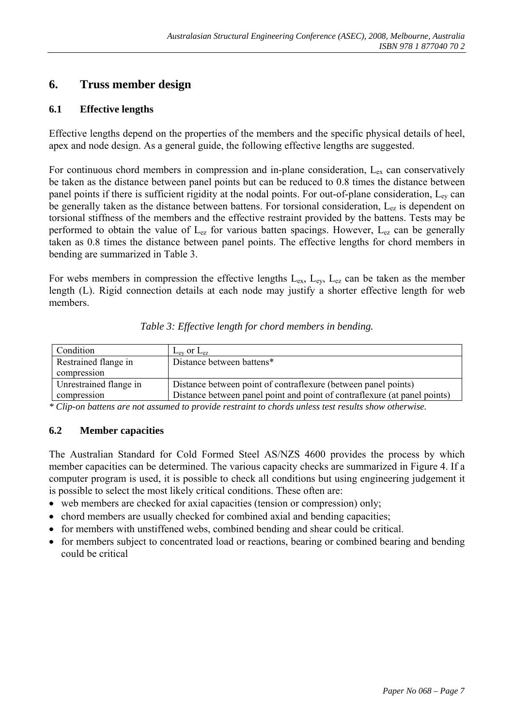## 6. Truss member design

### 6.1 Effective lengths

Effective lengths depend on the properties of the members and the specific physical details of heel, apex and node design. As a general guide, the following effective lengths are suggested.

For continuous chord members in compression and in-plane consideration, $L_{ex}$ can conservatively be taken as the distance between panel points but can be reduced to 0.8 times the distance between panel points if there is sufficient rigidity at the nodal points. For out-of-plane consideration, $L_{ey}$ can be generally taken as the distance between battens. For torsional consideration, $L_{ez}$ is dependent on torsional stiffness of the members and the effective restraint provided by the battens. Tests may be performed to obtain the value of $L_{ez}$ for various batten spacings. However, $L_{ez}$ can be generally taken as 0.8 times the distance between panel points. The effective lengths for chord members in bending are summarized in Table 3.

For webs members in compression the effective lengths $L_{ex}$, $L_{ey}$, $L_{ez}$ can be taken as the member length (L). Rigid connection details at each node may justify a shorter effective length for web members.

*Table 3: Effective length for chord members in bending.*

| Condition | $L_{ey}$ or $L_{ez}$ |
|---|---|
| Restrained flange in compression | Distance between battens* |
| Unrestrained flange in compression | Distance between point of contraflexure (between panel points)<br>Distance between panel point and point of contraflexure (at panel points) |

*\* Clip-on battens are not assumed to provide restraint to chords unless test results show otherwise.*

### 6.2 Member capacities

The Australian Standard for Cold Formed Steel AS/NZS 4600 provides the process by which member capacities can be determined. The various capacity checks are summarized in Figure 4. If a computer program is used, it is possible to check all conditions but using engineering judgement it is possible to select the most likely critical conditions. These often are:

- web members are checked for axial capacities (tension or compression) only;
- chord members are usually checked for combined axial and bending capacities;
- for members with unstiffened webs, combined bending and shear could be critical.
- for members subject to concentrated load or reactions, bearing or combined bearing and bending could be critical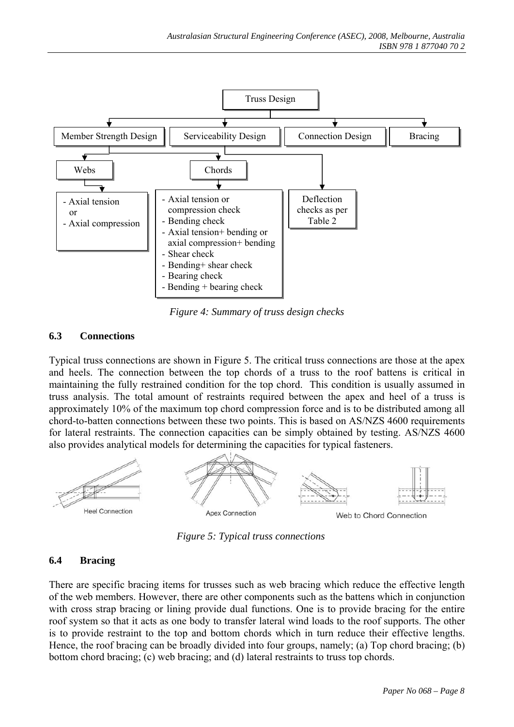Figure 4: Summary of truss design checks

### 6.3 Connections

Typical truss connections are shown in Figure 5. The critical truss connections are those at the apex and heels. The connection between the top chords of a truss to the roof battens is critical in maintaining the fully restrained condition for the top chord. This condition is usually assumed in truss analysis. The total amount of restraints required between the apex and heel of a truss is approximately 10% of the maximum top chord compression force and is to be distributed among all chord-to-batten connections between these two points. This is based on AS/NZS 4600 requirements for lateral restraints. The connection capacities can be simply obtained by testing. AS/NZS 4600 also provides analytical models for determining the capacities for typical fasteners.

Figure 5: Typical truss connections

### 6.4 Bracing

There are specific bracing items for trusses such as web bracing which reduce the effective length of the web members. However, there are other components such as the battens which in conjunction with cross strap bracing or lining provide dual functions. One is to provide bracing for the entire roof system so that it acts as one body to transfer lateral wind loads to the roof supports. The other is to provide restraint to the top and bottom chords which in turn reduce their effective lengths. Hence, the roof bracing can be broadly divided into four groups, namely; (a) Top chord bracing; (b) bottom chord bracing; (c) web bracing; and (d) lateral restraints to truss top chords.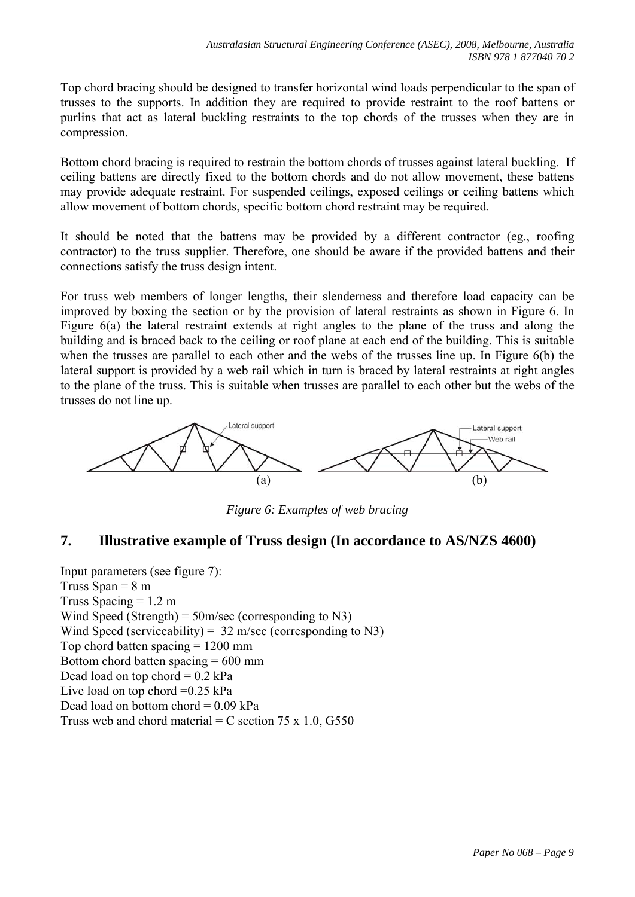Top chord bracing should be designed to transfer horizontal wind loads perpendicular to the span of trusses to the supports. In addition they are required to provide restraint to the roof battens or purlins that act as lateral buckling restraints to the top chords of the trusses when they are in compression.

Bottom chord bracing is required to restrain the bottom chords of trusses against lateral buckling. If ceiling battens are directly fixed to the bottom chords and do not allow movement, these battens may provide adequate restraint. For suspended ceilings, exposed ceilings or ceiling battens which allow movement of bottom chords, specific bottom chord restraint may be required.

It should be noted that the battens may be provided by a different contractor (eg., roofing contractor) to the truss supplier. Therefore, one should be aware if the provided battens and their connections satisfy the truss design intent.

For truss web members of longer lengths, their slenderness and therefore load capacity can be improved by boxing the section or by the provision of lateral restraints as shown in Figure 6. In Figure 6(a) the lateral restraint extends at right angles to the plane of the truss and along the building and is braced back to the ceiling or roof plane at each end of the building. This is suitable when the trusses are parallel to each other and the webs of the trusses line up. In Figure 6(b) the lateral support is provided by a web rail which in turn is braced by lateral restraints at right angles to the plane of the truss. This is suitable when trusses are parallel to each other but the webs of the trusses do not line up.

*Figure 6: Examples of web bracing*

## 7. Illustrative example of Truss design (In accordance to AS/NZS 4600)

Input parameters (see figure 7):
Truss Span = 8 m
Truss Spacing = 1.2 m
Wind Speed (Strength) = 50m/sec (corresponding to N3)
Wind Speed (serviceability) = 32 m/sec (corresponding to N3)
Top chord batten spacing = 1200 mm
Bottom chord batten spacing = 600 mm
Dead load on top chord = 0.2 kPa
Live load on top chord =0.25 kPa
Dead load on bottom chord = 0.09 kPa
Truss web and chord material = C section 75 x 1.0, G550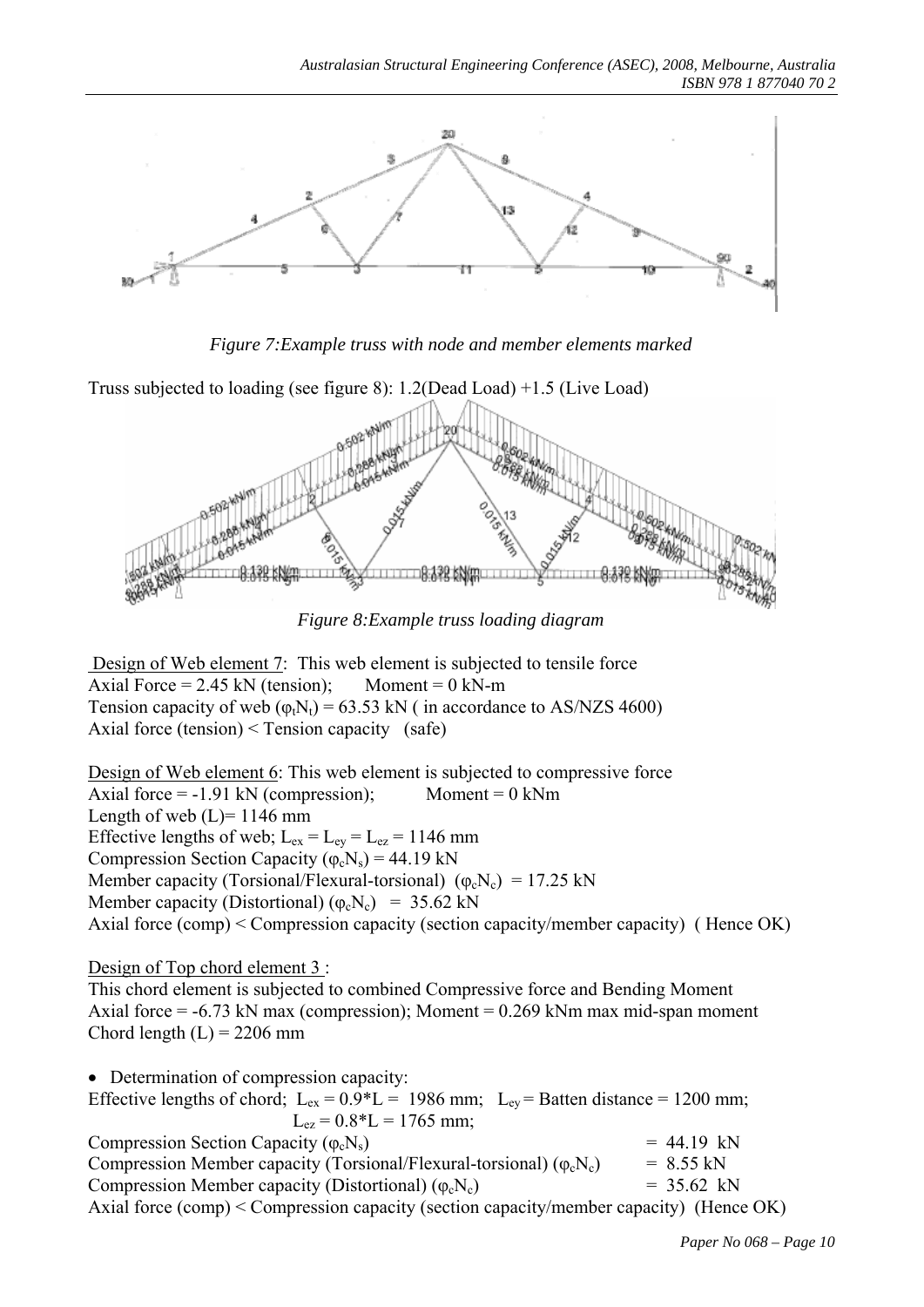*Figure 7:Example truss with node and member elements marked*

Truss subjected to loading (see figure 8): 1.2(Dead Load) +1.5 (Live Load)

*Figure 8:Example truss loading diagram*

Design of Web element 7: This web element is subjected to tensile force
Axial Force = 2.45 kN (tension); Moment = 0 kN-m
Tension capacity of web ($\varphi_t N_t$) = 63.53 kN ( in accordance to AS/NZS 4600)
Axial force (tension) < Tension capacity (safe)

Design of Web element 6: This web element is subjected to compressive force
Axial force = -1.91 kN (compression); Moment = 0 kNm
Length of web (L)= 1146 mm
Effective lengths of web; $L_{ex} = L_{ey} = L_{ez}$ = 1146 mm
Compression Section Capacity ($\varphi_c N_s$) = 44.19 kN
Member capacity (Torsional/Flexural-torsional) ($\varphi_c N_c$) = 17.25 kN
Member capacity (Distortional) ($\varphi_c N_c$) = 35.62 kN
Axial force (comp) < Compression capacity (section capacity/member capacity) ( Hence OK)

Design of Top chord element 3 :
This chord element is subjected to combined Compressive force and Bending Moment
Axial force = -6.73 kN max (compression); Moment = 0.269 kNm max mid-span moment
Chord length (L) = 2206 mm

- Determination of compression capacity:

Effective lengths of chord; $L_{ex} = 0.9*L$ = 1986 mm; $L_{ey}$ = Batten distance = 1200 mm;
$L_{ez} = 0.8*L$ = 1765 mm;
Compression Section Capacity ($\varphi_c N_s$) = 44.19 kN
Compression Member capacity (Torsional/Flexural-torsional) ($\varphi_c N_c$) = 8.55 kN
Compression Member capacity (Distortional) ($\varphi_c N_c$) = 35.62 kN
Axial force (comp) < Compression capacity (section capacity/member capacity) (Hence OK)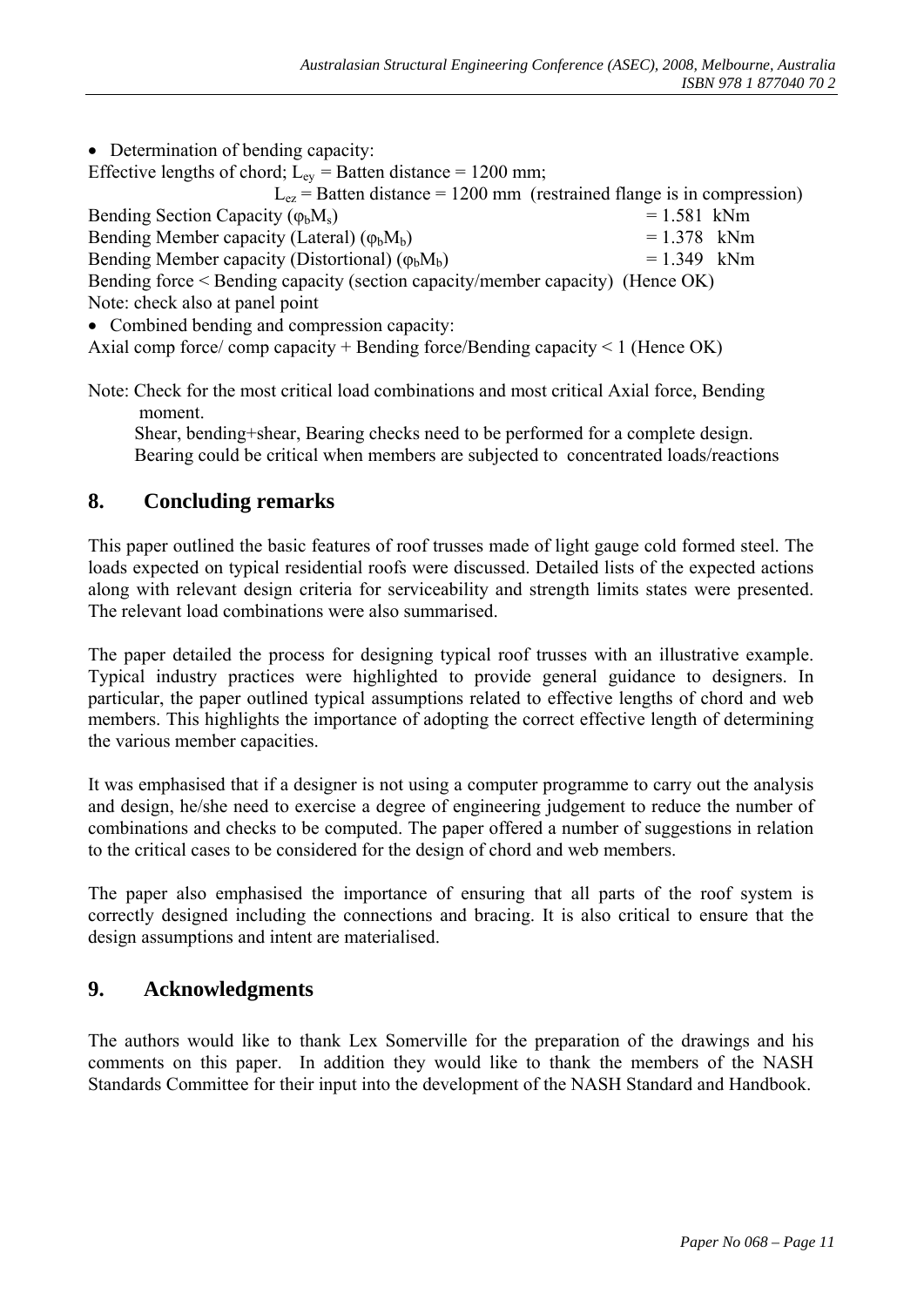- Determination of bending capacity:

Effective lengths of chord; $L_{ey}$ = Batten distance = 1200 mm;

$L_{ez}$ = Batten distance = 1200 mm (restrained flange is in compression)

Bending Section Capacity ($\varphi_b M_s$) = 1.581 kNm

Bending Member capacity (Lateral) ($\varphi_b M_b$) = 1.378 kNm

Bending Member capacity (Distortional) ($\varphi_b M_b$) = 1.349 kNm

Bending force < Bending capacity (section capacity/member capacity) (Hence OK)

Note: check also at panel point

- Combined bending and compression capacity:

Axial comp force/ comp capacity + Bending force/Bending capacity < 1 (Hence OK)

Note: Check for the most critical load combinations and most critical Axial force, Bending moment.
Shear, bending+shear, Bearing checks need to be performed for a complete design.
Bearing could be critical when members are subjected to concentrated loads/reactions

## 8. Concluding remarks

This paper outlined the basic features of roof trusses made of light gauge cold formed steel. The loads expected on typical residential roofs were discussed. Detailed lists of the expected actions along with relevant design criteria for serviceability and strength limits states were presented. The relevant load combinations were also summarised.

The paper detailed the process for designing typical roof trusses with an illustrative example. Typical industry practices were highlighted to provide general guidance to designers. In particular, the paper outlined typical assumptions related to effective lengths of chord and web members. This highlights the importance of adopting the correct effective length of determining the various member capacities.

It was emphasised that if a designer is not using a computer programme to carry out the analysis and design, he/she need to exercise a degree of engineering judgement to reduce the number of combinations and checks to be computed. The paper offered a number of suggestions in relation to the critical cases to be considered for the design of chord and web members.

The paper also emphasised the importance of ensuring that all parts of the roof system is correctly designed including the connections and bracing. It is also critical to ensure that the design assumptions and intent are materialised.

## 9. Acknowledgments

The authors would like to thank Lex Somerville for the preparation of the drawings and his comments on this paper. In addition they would like to thank the members of the NASH Standards Committee for their input into the development of the NASH Standard and Handbook.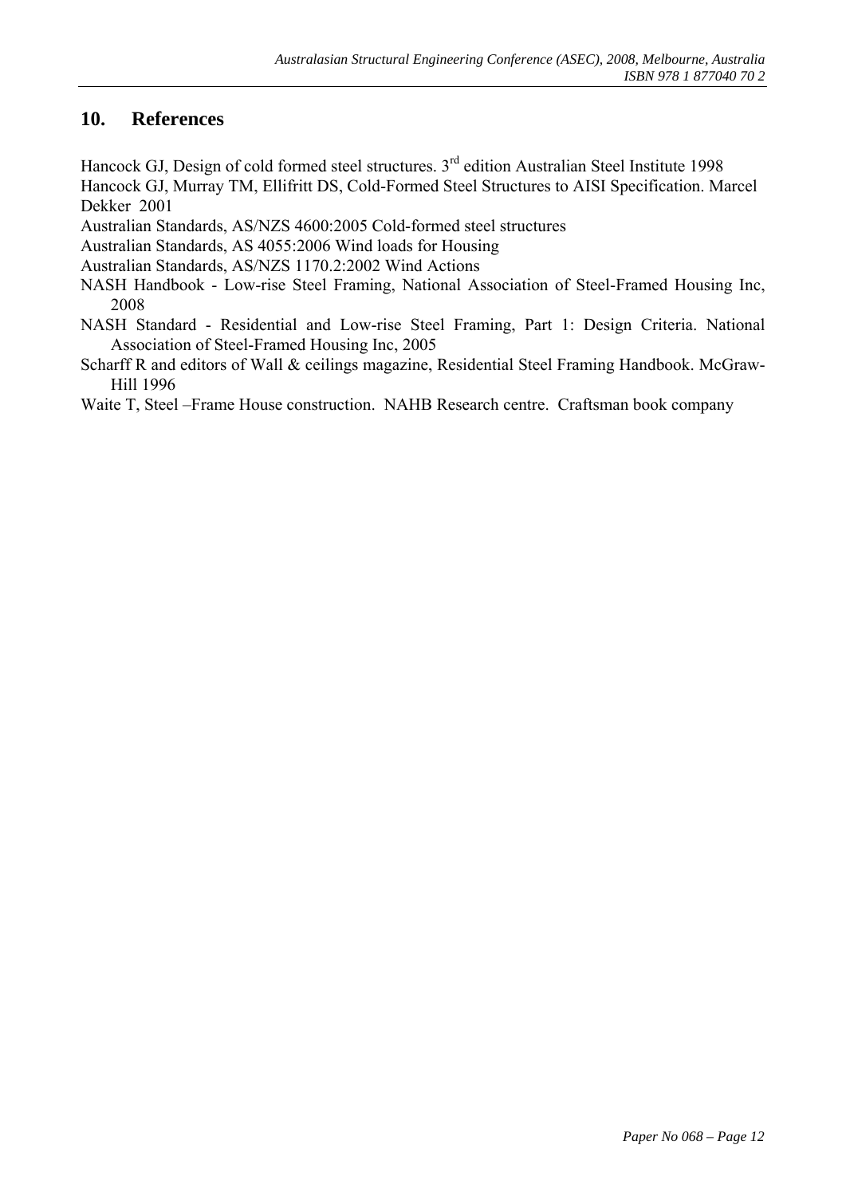## 10. References

Hancock GJ, Design of cold formed steel structures. 3rd edition Australian Steel Institute 1998

Hancock GJ, Murray TM, Ellifritt DS, Cold-Formed Steel Structures to AISI Specification. Marcel Dekker 2001

Australian Standards, AS/NZS 4600:2005 Cold-formed steel structures

Australian Standards, AS 4055:2006 Wind loads for Housing

Australian Standards, AS/NZS 1170.2:2002 Wind Actions

NASH Handbook - Low-rise Steel Framing, National Association of Steel-Framed Housing Inc, 2008

NASH Standard - Residential and Low-rise Steel Framing, Part 1: Design Criteria. National Association of Steel-Framed Housing Inc, 2005

Scharff R and editors of Wall & ceilings magazine, Residential Steel Framing Handbook. McGraw-Hill 1996

Waite T, Steel –Frame House construction. NAHB Research centre. Craftsman book company